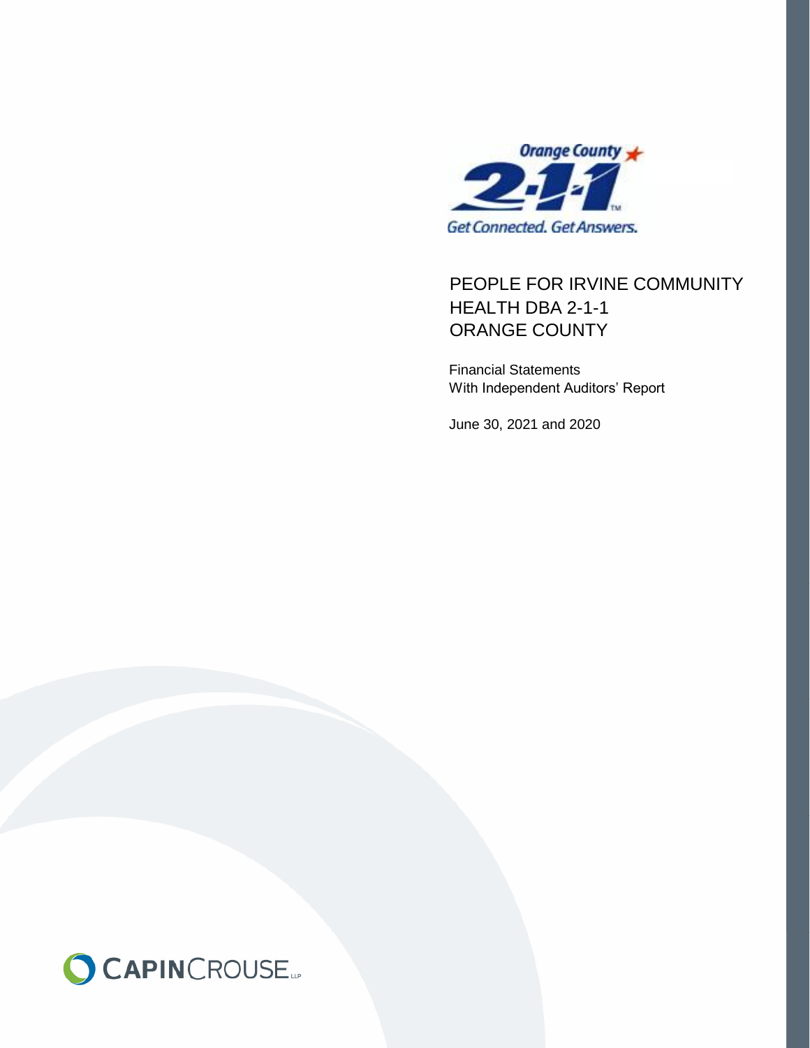Orange County

2-1-1

Get Connected. Get Answers.

# PEOPLE FOR IRVINE COMMUNITY HEALTH DBA 2-1-1 ORANGE COUNTY

Financial Statements
With Independent Auditors' Report

June 30, 2021 and 2020

CAPINCROUSE LLP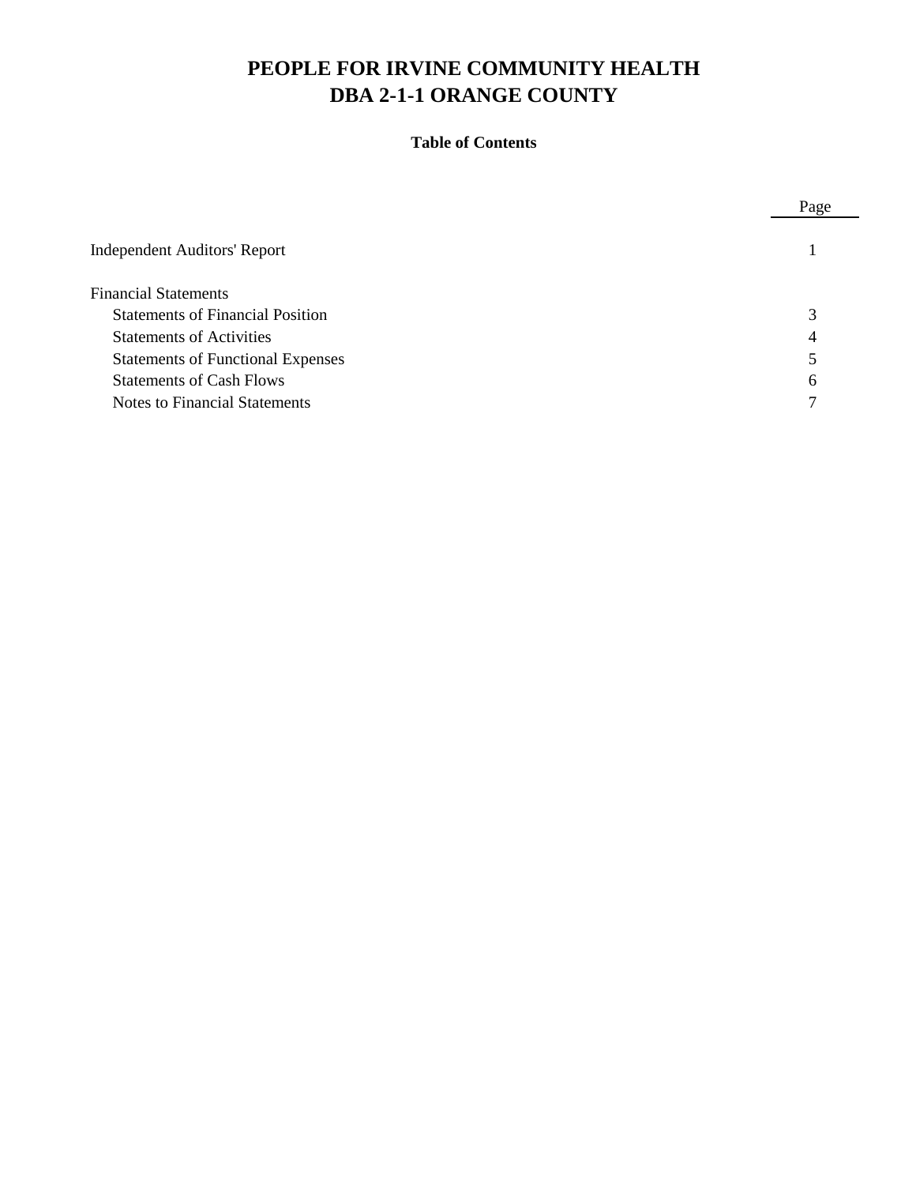# PEOPLE FOR IRVINE COMMUNITY HEALTH
# DBA 2-1-1 ORANGE COUNTY

**Table of Contents**

| | Page |
|---|---|
| Independent Auditors' Report | 1 |
| Financial Statements | |
| Statements of Financial Position | 3 |
| Statements of Activities | 4 |
| Statements of Functional Expenses | 5 |
| Statements of Cash Flows | 6 |
| Notes to Financial Statements | 7 |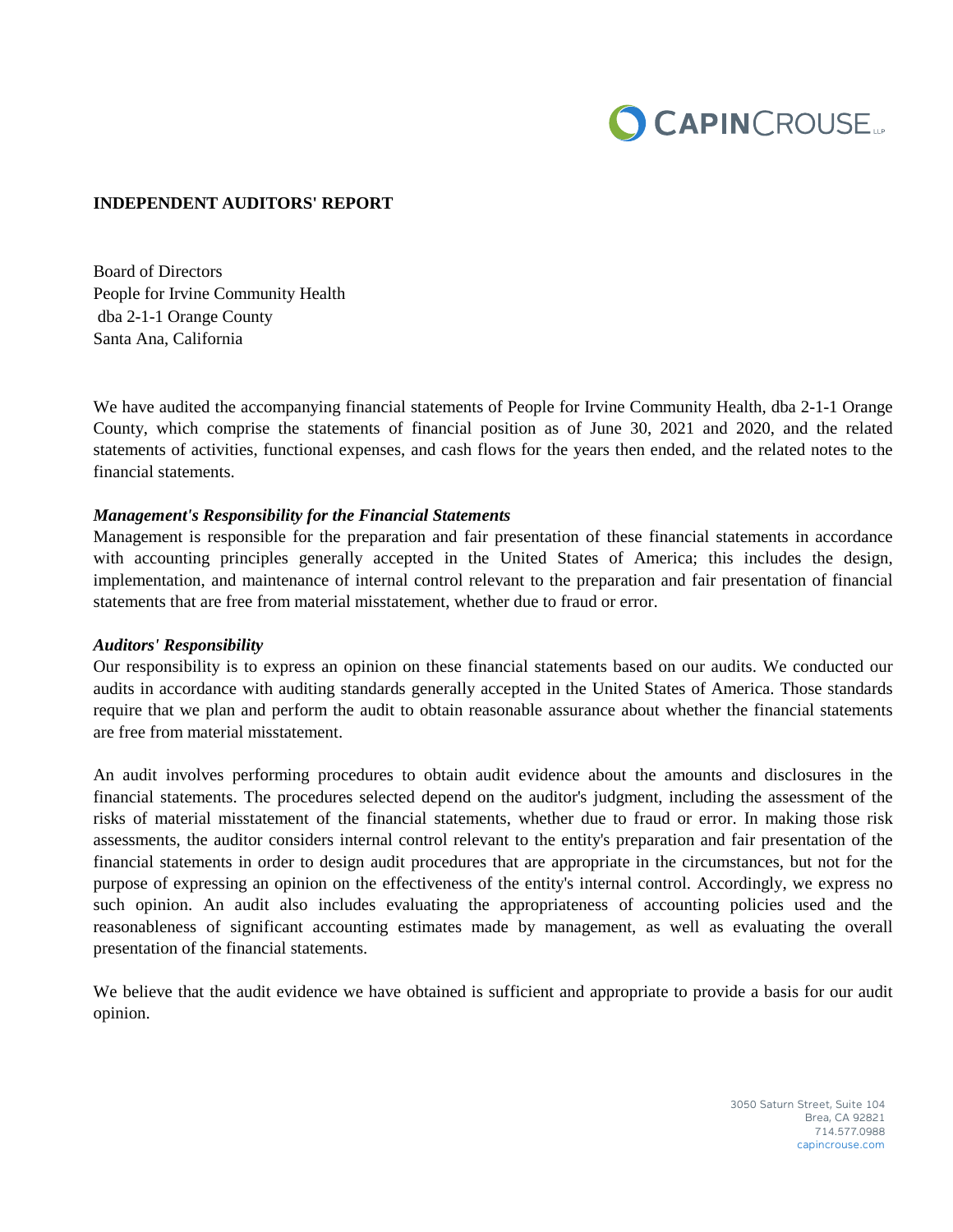# INDEPENDENT AUDITORS' REPORT

Board of Directors
People for Irvine Community Health
dba 2-1-1 Orange County
Santa Ana, California

We have audited the accompanying financial statements of People for Irvine Community Health, dba 2-1-1 Orange County, which comprise the statements of financial position as of June 30, 2021 and 2020, and the related statements of activities, functional expenses, and cash flows for the years then ended, and the related notes to the financial statements.

### *Management's Responsibility for the Financial Statements*

Management is responsible for the preparation and fair presentation of these financial statements in accordance with accounting principles generally accepted in the United States of America; this includes the design, implementation, and maintenance of internal control relevant to the preparation and fair presentation of financial statements that are free from material misstatement, whether due to fraud or error.

### *Auditors' Responsibility*

Our responsibility is to express an opinion on these financial statements based on our audits. We conducted our audits in accordance with auditing standards generally accepted in the United States of America. Those standards require that we plan and perform the audit to obtain reasonable assurance about whether the financial statements are free from material misstatement.

An audit involves performing procedures to obtain audit evidence about the amounts and disclosures in the financial statements. The procedures selected depend on the auditor's judgment, including the assessment of the risks of material misstatement of the financial statements, whether due to fraud or error. In making those risk assessments, the auditor considers internal control relevant to the entity's preparation and fair presentation of the financial statements in order to design audit procedures that are appropriate in the circumstances, but not for the purpose of expressing an opinion on the effectiveness of the entity's internal control. Accordingly, we express no such opinion. An audit also includes evaluating the appropriateness of accounting policies used and the reasonableness of significant accounting estimates made by management, as well as evaluating the overall presentation of the financial statements.

We believe that the audit evidence we have obtained is sufficient and appropriate to provide a basis for our audit opinion.

3050 Saturn Street, Suite 104
Brea, CA 92821
714.577.0988
capincrouse.com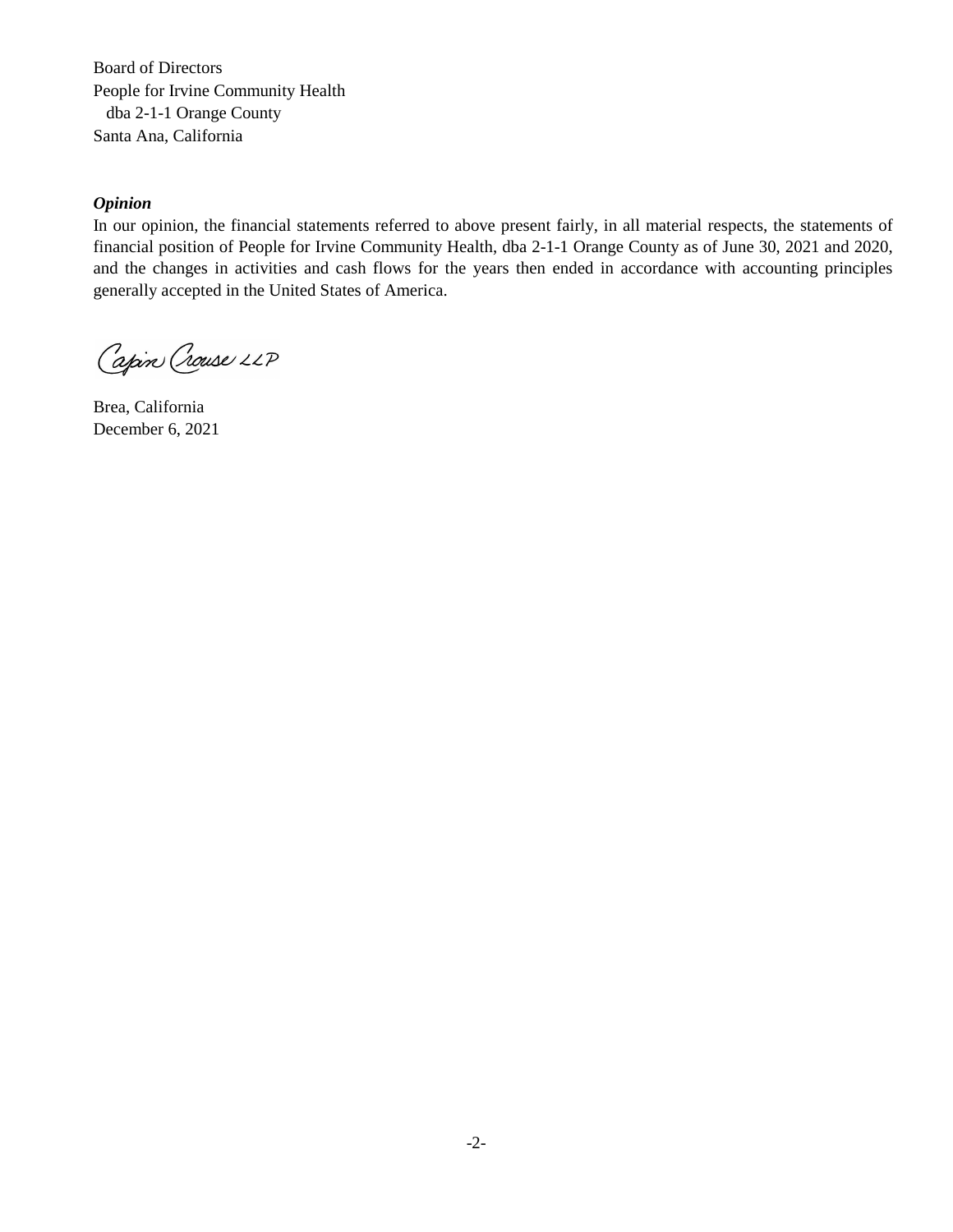Board of Directors
People for Irvine Community Health
dba 2-1-1 Orange County
Santa Ana, California

***Opinion***

In our opinion, the financial statements referred to above present fairly, in all material respects, the statements of financial position of People for Irvine Community Health, dba 2-1-1 Orange County as of June 30, 2021 and 2020, and the changes in activities and cash flows for the years then ended in accordance with accounting principles generally accepted in the United States of America.

Capin Crouse LLP

Brea, California
December 6, 2021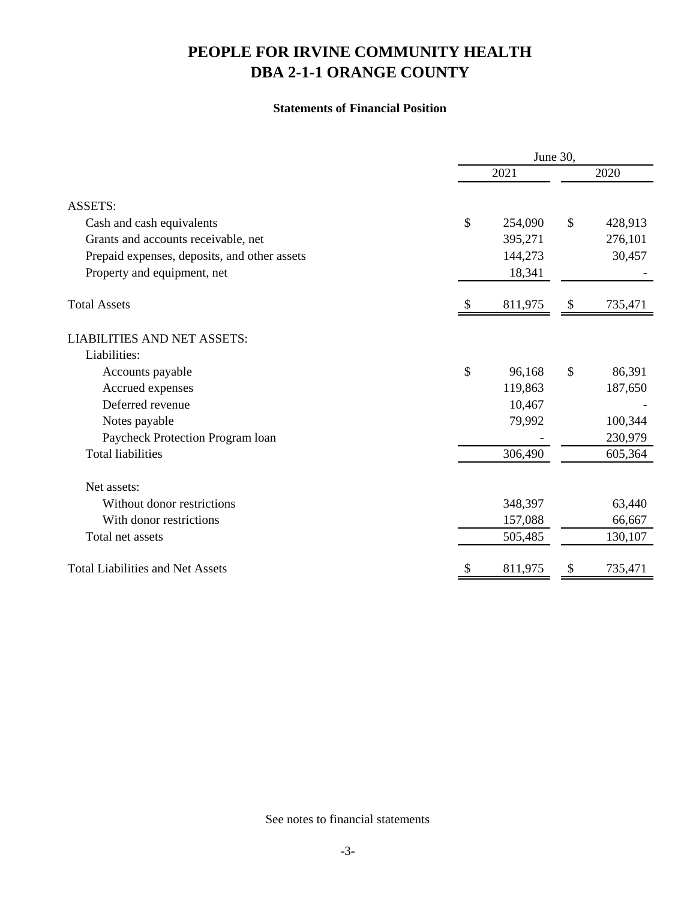# PEOPLE FOR IRVINE COMMUNITY HEALTH
# DBA 2-1-1 ORANGE COUNTY

### Statements of Financial Position

| | June 30, 2021 | June 30, 2020 |
|---|---|---|
| **ASSETS:** | | |
| Cash and cash equivalents | $ 254,090 | $ 428,913 |
| Grants and accounts receivable, net | 395,271 | 276,101 |
| Prepaid expenses, deposits, and other assets | 144,273 | 30,457 |
| Property and equipment, net | 18,341 | - |
| Total Assets | $ 811,975 | $ 735,471 |
| **LIABILITIES AND NET ASSETS:** | | |
| Liabilities: | | |
| Accounts payable | $ 96,168 | $ 86,391 |
| Accrued expenses | 119,863 | 187,650 |
| Deferred revenue | 10,467 | - |
| Notes payable | 79,992 | 100,344 |
| Paycheck Protection Program loan | - | 230,979 |
| Total liabilities | 306,490 | 605,364 |
| Net assets: | | |
| Without donor restrictions | 348,397 | 63,440 |
| With donor restrictions | 157,088 | 66,667 |
| Total net assets | 505,485 | 130,107 |
| Total Liabilities and Net Assets | $ 811,975 | $ 735,471 |

See notes to financial statements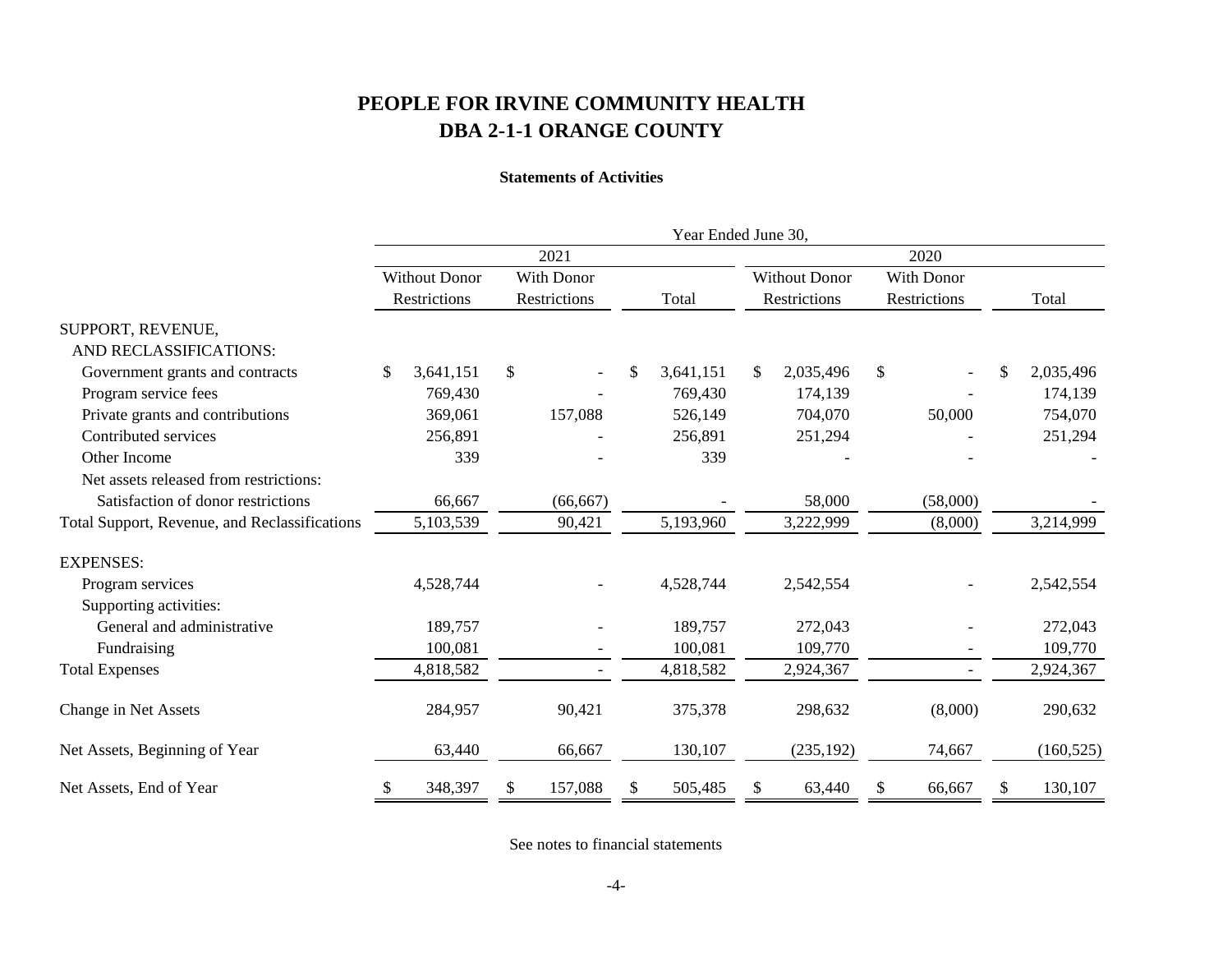# PEOPLE FOR IRVINE COMMUNITY HEALTH
# DBA 2-1-1 ORANGE COUNTY

**Statements of Activities**

| | Year Ended June 30, | | | | | |
|---|---|---|---|---|---|---|
| | 2021 | | | 2020 | | |
| | Without Donor Restrictions | With Donor Restrictions | Total | Without Donor Restrictions | With Donor Restrictions | Total |
| SUPPORT, REVENUE, AND RECLASSIFICATIONS: | | | | | | |
| Government grants and contracts | $ 3,641,151 | $ - | $ 3,641,151 | $ 2,035,496 | $ - | $ 2,035,496 |
| Program service fees | 769,430 | - | 769,430 | 174,139 | - | 174,139 |
| Private grants and contributions | 369,061 | 157,088 | 526,149 | 704,070 | 50,000 | 754,070 |
| Contributed services | 256,891 | - | 256,891 | 251,294 | - | 251,294 |
| Other Income | 339 | - | 339 | - | - | - |
| Net assets released from restrictions: | | | | | | |
| Satisfaction of donor restrictions | 66,667 | (66,667) | - | 58,000 | (58,000) | - |
| Total Support, Revenue, and Reclassifications | 5,103,539 | 90,421 | 5,193,960 | 3,222,999 | (8,000) | 3,214,999 |
| EXPENSES: | | | | | | |
| Program services | 4,528,744 | - | 4,528,744 | 2,542,554 | - | 2,542,554 |
| Supporting activities: | | | | | | |
| General and administrative | 189,757 | - | 189,757 | 272,043 | - | 272,043 |
| Fundraising | 100,081 | - | 100,081 | 109,770 | - | 109,770 |
| Total Expenses | 4,818,582 | - | 4,818,582 | 2,924,367 | - | 2,924,367 |
| Change in Net Assets | 284,957 | 90,421 | 375,378 | 298,632 | (8,000) | 290,632 |
| Net Assets, Beginning of Year | 63,440 | 66,667 | 130,107 | (235,192) | 74,667 | (160,525) |
| Net Assets, End of Year | $ 348,397 | $ 157,088 | $ 505,485 | $ 63,440 | $ 66,667 | $ 130,107 |

See notes to financial statements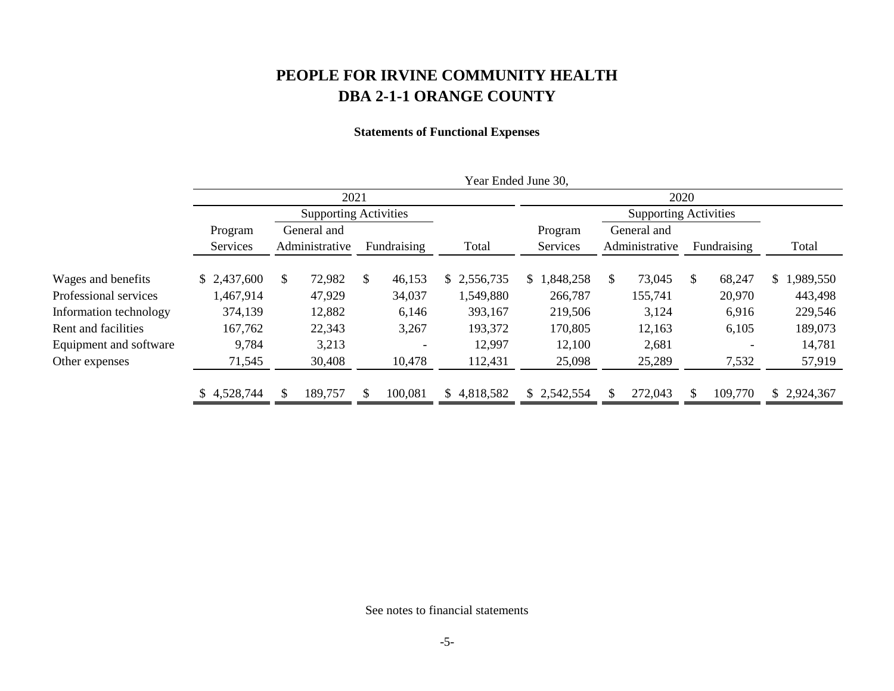# PEOPLE FOR IRVINE COMMUNITY HEALTH
# DBA 2-1-1 ORANGE COUNTY

### Statements of Functional Expenses

| | Year Ended June 30, | | | | | | | |
|---|---|---|---|---|---|---|---|---|
| | 2021 | | | | 2020 | | | |
| | | Supporting Activities | | | | Supporting Activities | | |
| | Program Services | General and Administrative | Fundraising | Total | Program Services | General and Administrative | Fundraising | Total |
| Wages and benefits | $ 2,437,600 | $ 72,982 | $ 46,153 | $ 2,556,735 | $ 1,848,258 | $ 73,045 | $ 68,247 | $ 1,989,550 |
| Professional services | 1,467,914 | 47,929 | 34,037 | 1,549,880 | 266,787 | 155,741 | 20,970 | 443,498 |
| Information technology | 374,139 | 12,882 | 6,146 | 393,167 | 219,506 | 3,124 | 6,916 | 229,546 |
| Rent and facilities | 167,762 | 22,343 | 3,267 | 193,372 | 170,805 | 12,163 | 6,105 | 189,073 |
| Equipment and software | 9,784 | 3,213 | - | 12,997 | 12,100 | 2,681 | - | 14,781 |
| Other expenses | 71,545 | 30,408 | 10,478 | 112,431 | 25,098 | 25,289 | 7,532 | 57,919 |
| | $ 4,528,744 | $ 189,757 | $ 100,081 | $ 4,818,582 | $ 2,542,554 | $ 272,043 | $ 109,770 | $ 2,924,367 |

See notes to financial statements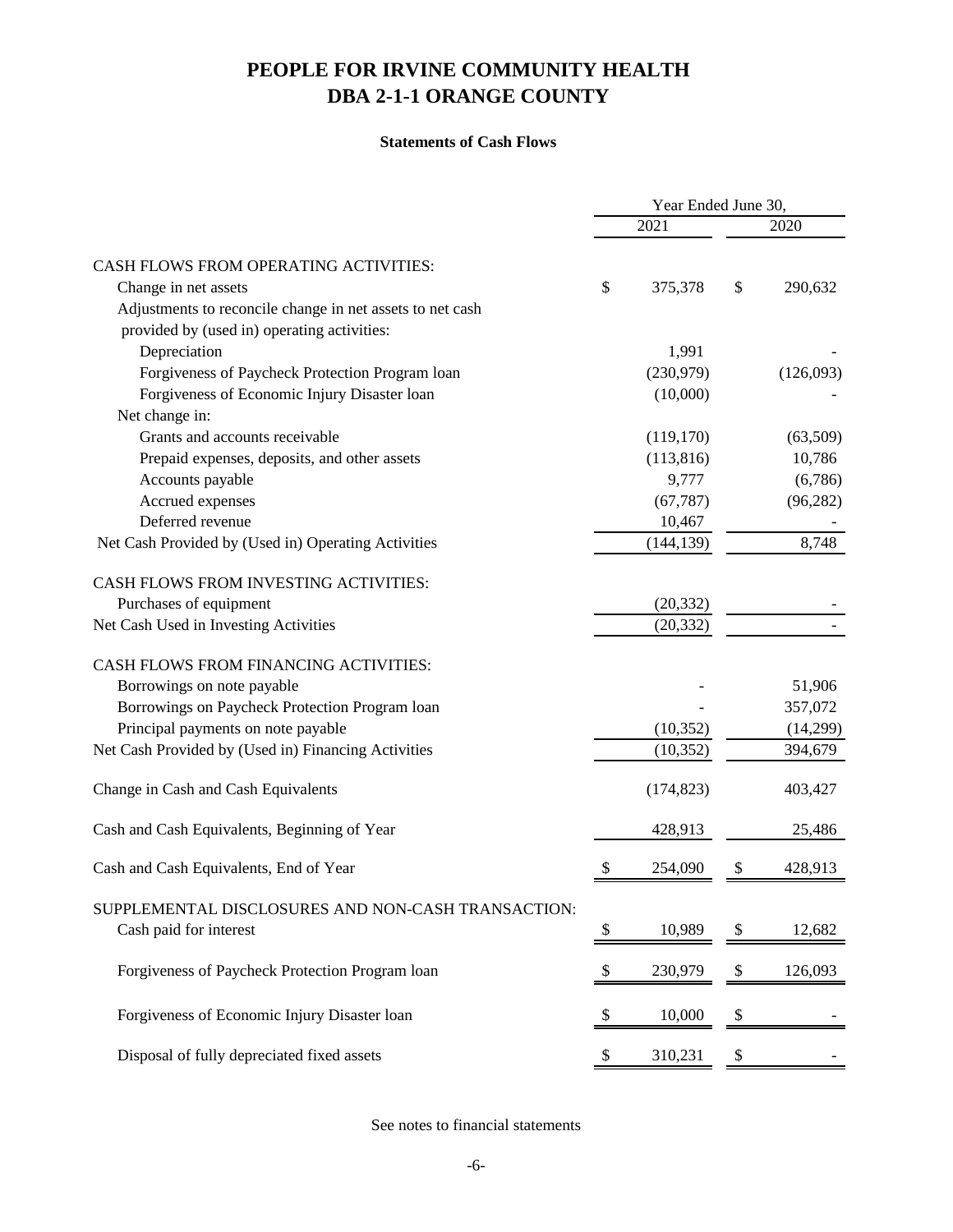# PEOPLE FOR IRVINE COMMUNITY HEALTH
# DBA 2-1-1 ORANGE COUNTY

### Statements of Cash Flows

| | Year Ended June 30, | |
|---|---|---|
| | 2021 | 2020 |
| CASH FLOWS FROM OPERATING ACTIVITIES: | | |
| Change in net assets | $ 375,378 | $ 290,632 |
| Adjustments to reconcile change in net assets to net cash provided by (used in) operating activities: | | |
| Depreciation | 1,991 | - |
| Forgiveness of Paycheck Protection Program loan | (230,979) | (126,093) |
| Forgiveness of Economic Injury Disaster loan | (10,000) | - |
| Net change in: | | |
| Grants and accounts receivable | (119,170) | (63,509) |
| Prepaid expenses, deposits, and other assets | (113,816) | 10,786 |
| Accounts payable | 9,777 | (6,786) |
| Accrued expenses | (67,787) | (96,282) |
| Deferred revenue | 10,467 | - |
| Net Cash Provided by (Used in) Operating Activities | (144,139) | 8,748 |
| CASH FLOWS FROM INVESTING ACTIVITIES: | | |
| Purchases of equipment | (20,332) | - |
| Net Cash Used in Investing Activities | (20,332) | - |
| CASH FLOWS FROM FINANCING ACTIVITIES: | | |
| Borrowings on note payable | - | 51,906 |
| Borrowings on Paycheck Protection Program loan | - | 357,072 |
| Principal payments on note payable | (10,352) | (14,299) |
| Net Cash Provided by (Used in) Financing Activities | (10,352) | 394,679 |
| Change in Cash and Cash Equivalents | (174,823) | 403,427 |
| Cash and Cash Equivalents, Beginning of Year | 428,913 | 25,486 |
| Cash and Cash Equivalents, End of Year | $ 254,090 | $ 428,913 |
| SUPPLEMENTAL DISCLOSURES AND NON-CASH TRANSACTION: | | |
| Cash paid for interest | $ 10,989 | $ 12,682 |
| Forgiveness of Paycheck Protection Program loan | $ 230,979 | $ 126,093 |
| Forgiveness of Economic Injury Disaster loan | $ 10,000 | $ - |
| Disposal of fully depreciated fixed assets | $ 310,231 | $ - |

See notes to financial statements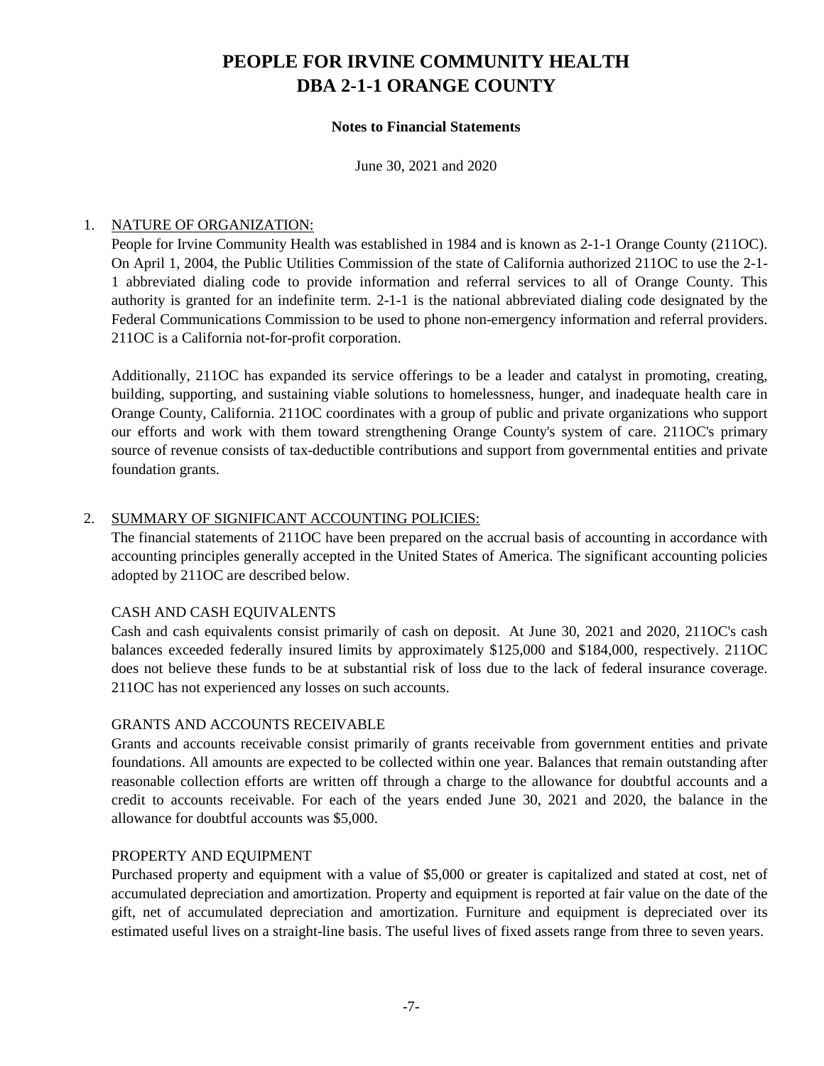# PEOPLE FOR IRVINE COMMUNITY HEALTH
# DBA 2-1-1 ORANGE COUNTY

**Notes to Financial Statements**

June 30, 2021 and 2020

1. NATURE OF ORGANIZATION:

People for Irvine Community Health was established in 1984 and is known as 2-1-1 Orange County (211OC). On April 1, 2004, the Public Utilities Commission of the state of California authorized 211OC to use the 2-1-1 abbreviated dialing code to provide information and referral services to all of Orange County. This authority is granted for an indefinite term. 2-1-1 is the national abbreviated dialing code designated by the Federal Communications Commission to be used to phone non-emergency information and referral providers. 211OC is a California not-for-profit corporation.

Additionally, 211OC has expanded its service offerings to be a leader and catalyst in promoting, creating, building, supporting, and sustaining viable solutions to homelessness, hunger, and inadequate health care in Orange County, California. 211OC coordinates with a group of public and private organizations who support our efforts and work with them toward strengthening Orange County's system of care. 211OC's primary source of revenue consists of tax-deductible contributions and support from governmental entities and private foundation grants.

2. SUMMARY OF SIGNIFICANT ACCOUNTING POLICIES:

The financial statements of 211OC have been prepared on the accrual basis of accounting in accordance with accounting principles generally accepted in the United States of America. The significant accounting policies adopted by 211OC are described below.

CASH AND CASH EQUIVALENTS

Cash and cash equivalents consist primarily of cash on deposit. At June 30, 2021 and 2020, 211OC's cash balances exceeded federally insured limits by approximately $125,000 and $184,000, respectively. 211OC does not believe these funds to be at substantial risk of loss due to the lack of federal insurance coverage. 211OC has not experienced any losses on such accounts.

GRANTS AND ACCOUNTS RECEIVABLE

Grants and accounts receivable consist primarily of grants receivable from government entities and private foundations. All amounts are expected to be collected within one year. Balances that remain outstanding after reasonable collection efforts are written off through a charge to the allowance for doubtful accounts and a credit to accounts receivable. For each of the years ended June 30, 2021 and 2020, the balance in the allowance for doubtful accounts was $5,000.

PROPERTY AND EQUIPMENT

Purchased property and equipment with a value of $5,000 or greater is capitalized and stated at cost, net of accumulated depreciation and amortization. Property and equipment is reported at fair value on the date of the gift, net of accumulated depreciation and amortization. Furniture and equipment is depreciated over its estimated useful lives on a straight-line basis. The useful lives of fixed assets range from three to seven years.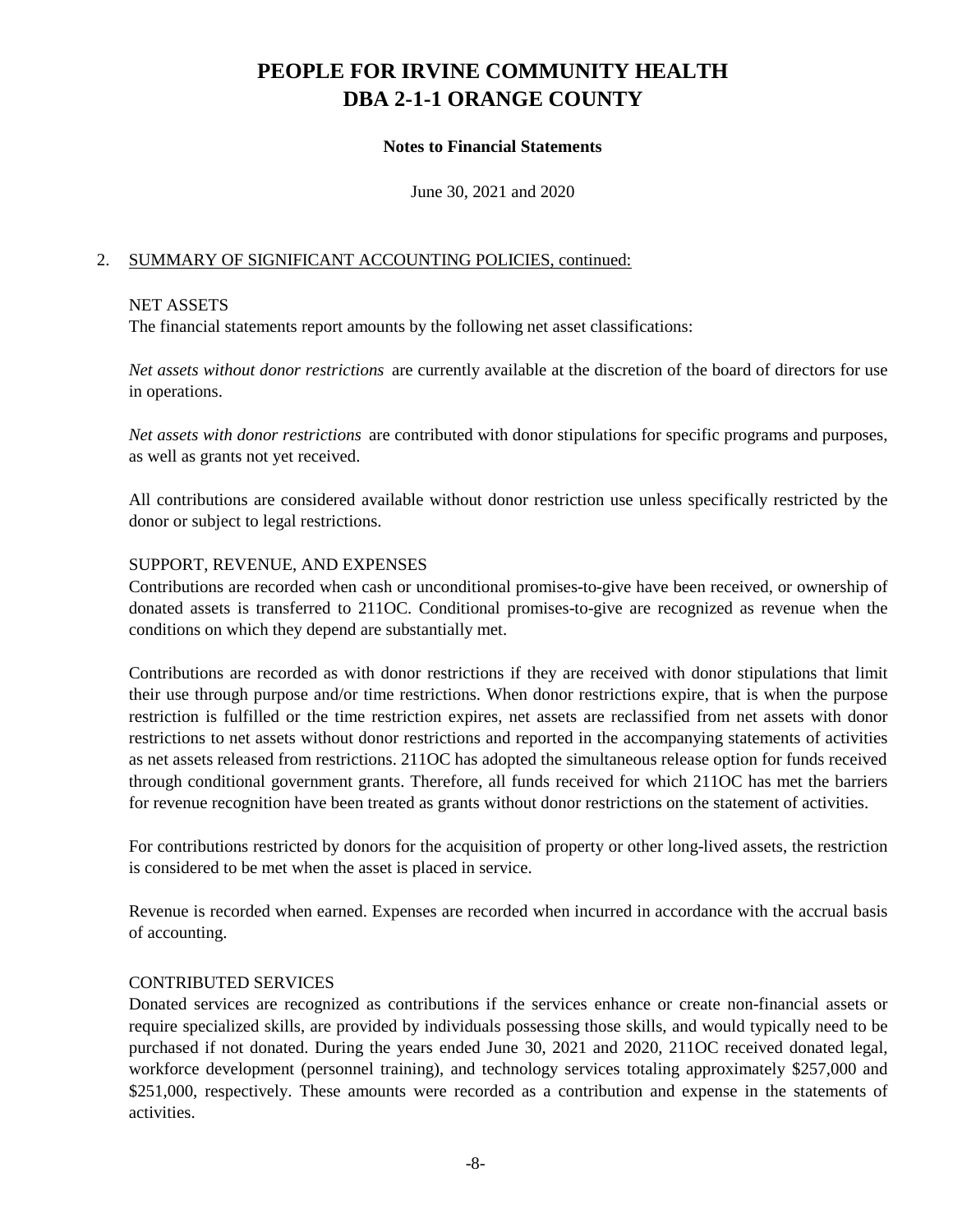# PEOPLE FOR IRVINE COMMUNITY HEALTH
# DBA 2-1-1 ORANGE COUNTY

**Notes to Financial Statements**

June 30, 2021 and 2020

2. SUMMARY OF SIGNIFICANT ACCOUNTING POLICIES, continued:

NET ASSETS

The financial statements report amounts by the following net asset classifications:

*Net assets without donor restrictions* are currently available at the discretion of the board of directors for use in operations.

*Net assets with donor restrictions* are contributed with donor stipulations for specific programs and purposes, as well as grants not yet received.

All contributions are considered available without donor restriction use unless specifically restricted by the donor or subject to legal restrictions.

SUPPORT, REVENUE, AND EXPENSES

Contributions are recorded when cash or unconditional promises-to-give have been received, or ownership of donated assets is transferred to 211OC. Conditional promises-to-give are recognized as revenue when the conditions on which they depend are substantially met.

Contributions are recorded as with donor restrictions if they are received with donor stipulations that limit their use through purpose and/or time restrictions. When donor restrictions expire, that is when the purpose restriction is fulfilled or the time restriction expires, net assets are reclassified from net assets with donor restrictions to net assets without donor restrictions and reported in the accompanying statements of activities as net assets released from restrictions. 211OC has adopted the simultaneous release option for funds received through conditional government grants. Therefore, all funds received for which 211OC has met the barriers for revenue recognition have been treated as grants without donor restrictions on the statement of activities.

For contributions restricted by donors for the acquisition of property or other long-lived assets, the restriction is considered to be met when the asset is placed in service.

Revenue is recorded when earned. Expenses are recorded when incurred in accordance with the accrual basis of accounting.

CONTRIBUTED SERVICES

Donated services are recognized as contributions if the services enhance or create non-financial assets or require specialized skills, are provided by individuals possessing those skills, and would typically need to be purchased if not donated. During the years ended June 30, 2021 and 2020, 211OC received donated legal, workforce development (personnel training), and technology services totaling approximately $257,000 and $251,000, respectively. These amounts were recorded as a contribution and expense in the statements of activities.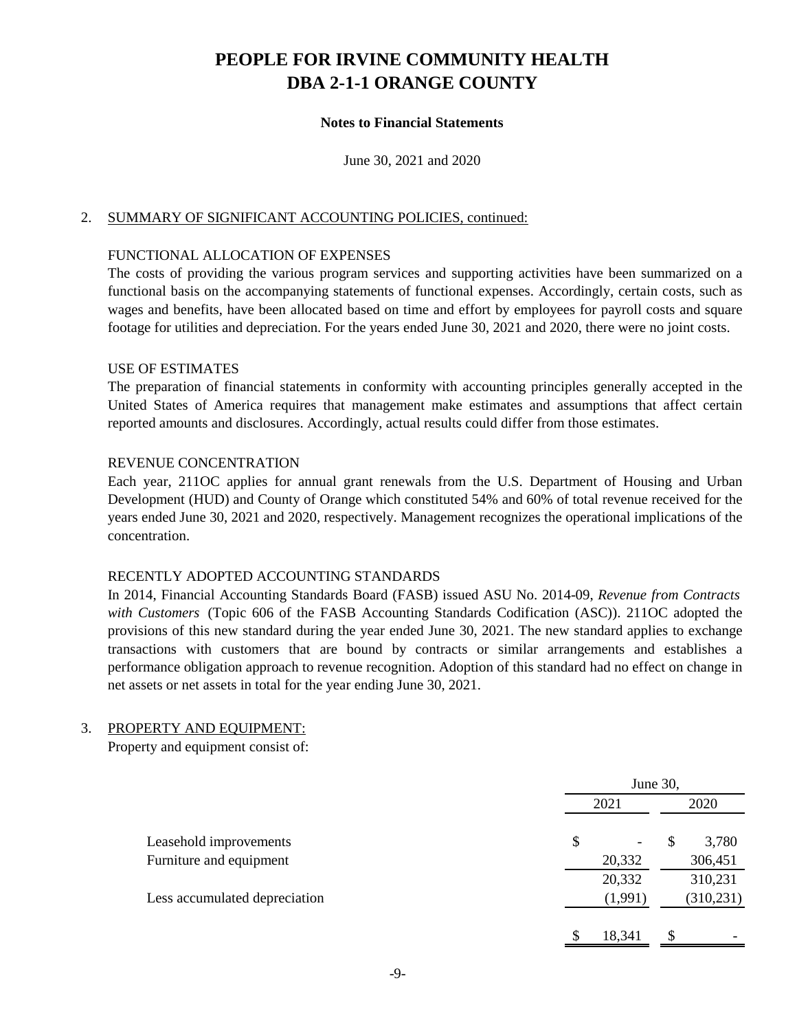# PEOPLE FOR IRVINE COMMUNITY HEALTH
# DBA 2-1-1 ORANGE COUNTY

**Notes to Financial Statements**

June 30, 2021 and 2020

2. SUMMARY OF SIGNIFICANT ACCOUNTING POLICIES, continued:

FUNCTIONAL ALLOCATION OF EXPENSES

The costs of providing the various program services and supporting activities have been summarized on a functional basis on the accompanying statements of functional expenses. Accordingly, certain costs, such as wages and benefits, have been allocated based on time and effort by employees for payroll costs and square footage for utilities and depreciation. For the years ended June 30, 2021 and 2020, there were no joint costs.

USE OF ESTIMATES

The preparation of financial statements in conformity with accounting principles generally accepted in the United States of America requires that management make estimates and assumptions that affect certain reported amounts and disclosures. Accordingly, actual results could differ from those estimates.

REVENUE CONCENTRATION

Each year, 211OC applies for annual grant renewals from the U.S. Department of Housing and Urban Development (HUD) and County of Orange which constituted 54% and 60% of total revenue received for the years ended June 30, 2021 and 2020, respectively. Management recognizes the operational implications of the concentration.

RECENTLY ADOPTED ACCOUNTING STANDARDS

In 2014, Financial Accounting Standards Board (FASB) issued ASU No. 2014-09, *Revenue from Contracts with Customers* (Topic 606 of the FASB Accounting Standards Codification (ASC)). 211OC adopted the provisions of this new standard during the year ended June 30, 2021. The new standard applies to exchange transactions with customers that are bound by contracts or similar arrangements and establishes a performance obligation approach to revenue recognition. Adoption of this standard had no effect on change in net assets or net assets in total for the year ending June 30, 2021.

3. PROPERTY AND EQUIPMENT:

Property and equipment consist of:

| | June 30, | |
|---|---|---|
| | 2021 | 2020 |
| Leasehold improvements | $ - | $ 3,780 |
| Furniture and equipment | 20,332 | 306,451 |
| | 20,332 | 310,231 |
| Less accumulated depreciation | (1,991) | (310,231) |
| | $ 18,341 | $ - |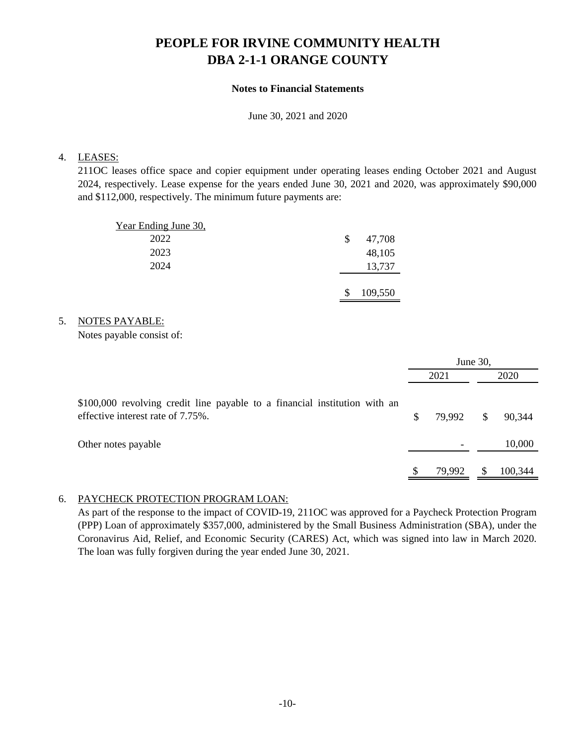# PEOPLE FOR IRVINE COMMUNITY HEALTH
# DBA 2-1-1 ORANGE COUNTY

**Notes to Financial Statements**

June 30, 2021 and 2020

4. LEASES:

211OC leases office space and copier equipment under operating leases ending October 2021 and August 2024, respectively. Lease expense for the years ended June 30, 2021 and 2020, was approximately $90,000 and $112,000, respectively. The minimum future payments are:

| Year Ending June 30, | |
|---|---|
| 2022 | $ 47,708 |
| 2023 | 48,105 |
| 2024 | 13,737 |
| | $ 109,550 |

5. NOTES PAYABLE:

Notes payable consist of:

| | June 30, 2021 | June 30, 2020 |
|---|---|---|
| $100,000 revolving credit line payable to a financial institution with an effective interest rate of 7.75%. | $ 79,992 | $ 90,344 |
| Other notes payable | - | 10,000 |
| | $ 79,992 | $ 100,344 |

6. PAYCHECK PROTECTION PROGRAM LOAN:

As part of the response to the impact of COVID-19, 211OC was approved for a Paycheck Protection Program (PPP) Loan of approximately $357,000, administered by the Small Business Administration (SBA), under the Coronavirus Aid, Relief, and Economic Security (CARES) Act, which was signed into law in March 2020. The loan was fully forgiven during the year ended June 30, 2021.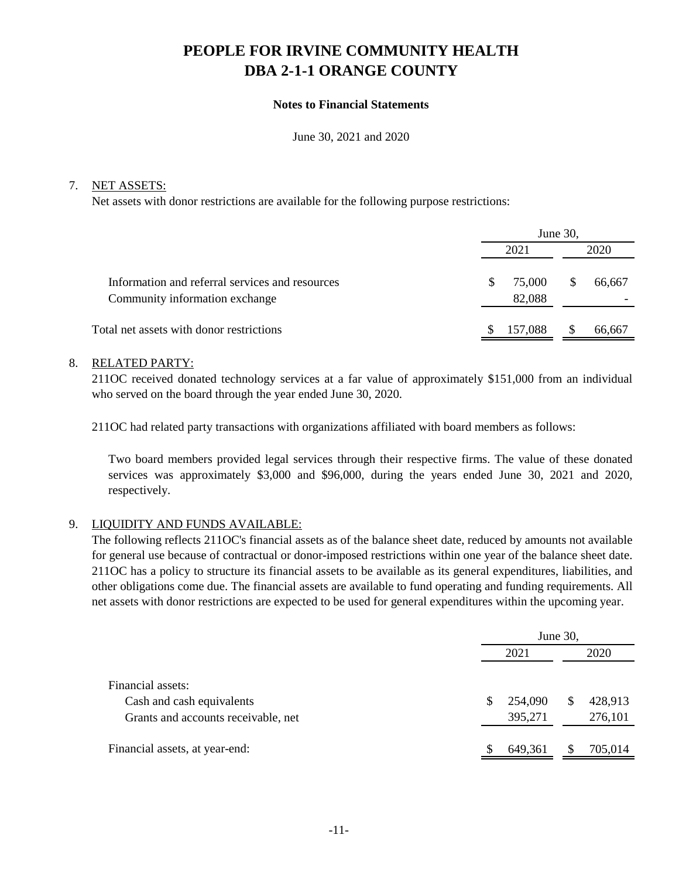# PEOPLE FOR IRVINE COMMUNITY HEALTH
# DBA 2-1-1 ORANGE COUNTY

**Notes to Financial Statements**

June 30, 2021 and 2020

7. NET ASSETS:

Net assets with donor restrictions are available for the following purpose restrictions:

| | June 30, | |
|---|---|---|
| | 2021 | 2020 |
| Information and referral services and resources | $ 75,000 | $ 66,667 |
| Community information exchange | 82,088 | - |
| Total net assets with donor restrictions | $ 157,088 | $ 66,667 |

8. RELATED PARTY:

211OC received donated technology services at a far value of approximately $151,000 from an individual who served on the board through the year ended June 30, 2020.

211OC had related party transactions with organizations affiliated with board members as follows:

Two board members provided legal services through their respective firms. The value of these donated services was approximately $3,000 and $96,000, during the years ended June 30, 2021 and 2020, respectively.

9. LIQUIDITY AND FUNDS AVAILABLE:

The following reflects 211OC's financial assets as of the balance sheet date, reduced by amounts not available for general use because of contractual or donor-imposed restrictions within one year of the balance sheet date. 211OC has a policy to structure its financial assets to be available as its general expenditures, liabilities, and other obligations come due. The financial assets are available to fund operating and funding requirements. All net assets with donor restrictions are expected to be used for general expenditures within the upcoming year.

| | June 30, | |
|---|---|---|
| | 2021 | 2020 |
| Financial assets: | | |
| Cash and cash equivalents | $ 254,090 | $ 428,913 |
| Grants and accounts receivable, net | 395,271 | 276,101 |
| Financial assets, at year-end: | $ 649,361 | $ 705,014 |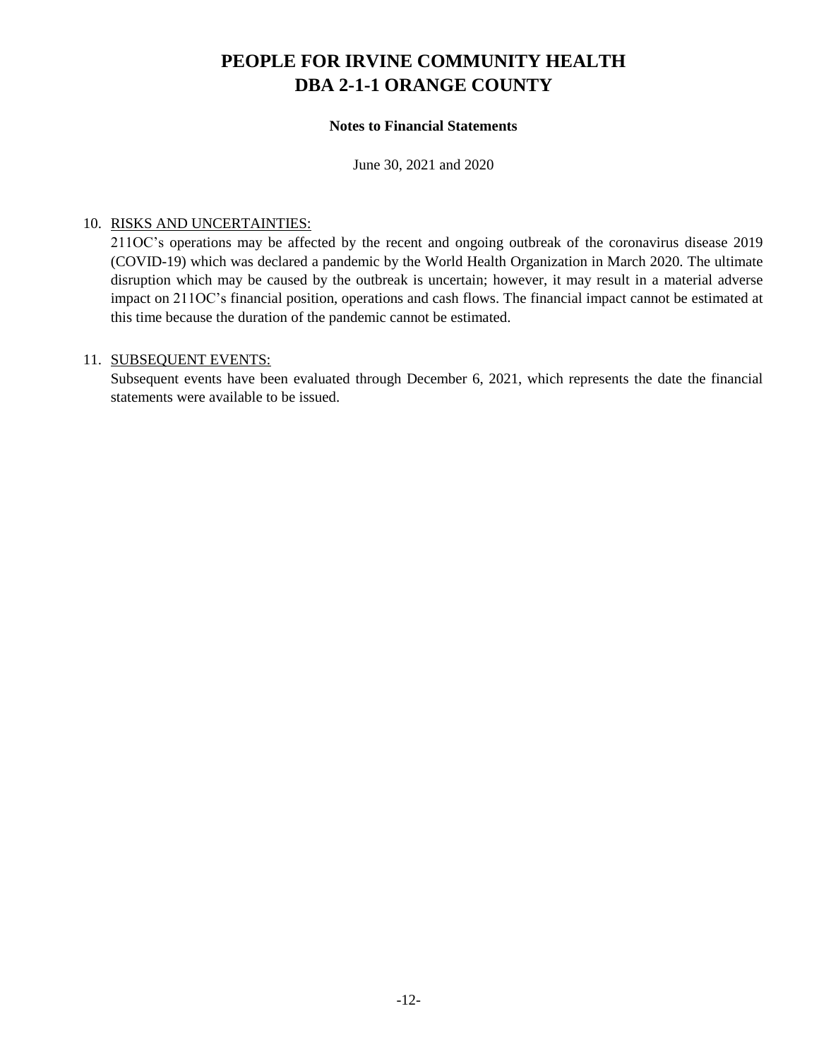# PEOPLE FOR IRVINE COMMUNITY HEALTH
# DBA 2-1-1 ORANGE COUNTY

**Notes to Financial Statements**

June 30, 2021 and 2020

10. RISKS AND UNCERTAINTIES:

    211OC's operations may be affected by the recent and ongoing outbreak of the coronavirus disease 2019 (COVID-19) which was declared a pandemic by the World Health Organization in March 2020. The ultimate disruption which may be caused by the outbreak is uncertain; however, it may result in a material adverse impact on 211OC's financial position, operations and cash flows. The financial impact cannot be estimated at this time because the duration of the pandemic cannot be estimated.

11. SUBSEQUENT EVENTS:

    Subsequent events have been evaluated through December 6, 2021, which represents the date the financial statements were available to be issued.